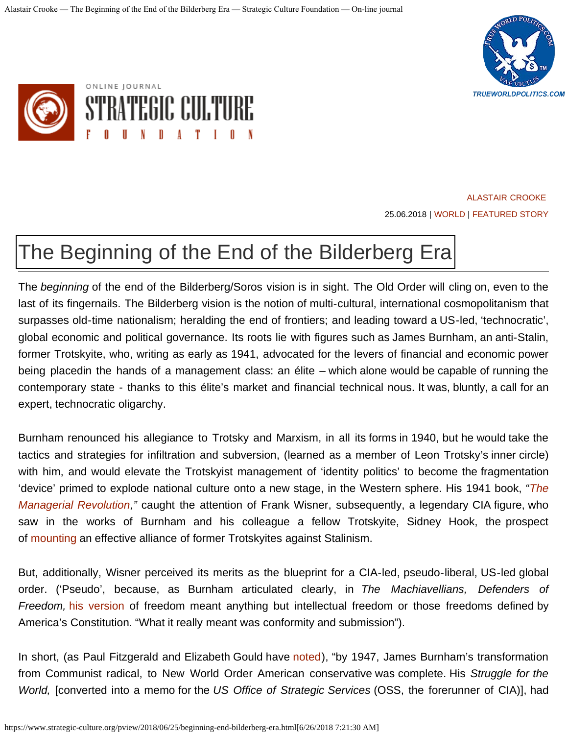ALASTAIR CROOKE

25.06.2018 | WORLD | FEATURED STORY

# The Beginning of the End of the Bilderberg Era

The *beginning* of the end of the Bilderberg/Soros vision is in sight. The Old Order will cling on, even to the last of its fingernails. The Bilderberg vision is the notion of multi-cultural, international cosmopolitanism that surpasses old-time nationalism; heralding the end of frontiers; and leading toward a US-led, 'technocratic', global economic and political governance. Its roots lie with figures such as James Burnham, an anti-Stalin, former Trotskyite, who, writing as early as 1941, advocated for the levers of financial and economic power being placedin the hands of a management class: an élite – which alone would be capable of running the contemporary state - thanks to this élite's market and financial technical nous. It was, bluntly, a call for an expert, technocratic oligarchy.

Burnham renounced his allegiance to Trotsky and Marxism, in all its forms in 1940, but he would take the tactics and strategies for infiltration and subversion, (learned as a member of Leon Trotsky's inner circle) with him, and would elevate the Trotskyist management of 'identity politics' to become the fragmentation 'device' primed to explode national culture onto a new stage, in the Western sphere. His 1941 book, *"The Managerial Revolution,"* caught the attention of Frank Wisner, subsequently, a legendary CIA figure, who saw in the works of Burnham and his colleague a fellow Trotskyite, Sidney Hook, the prospect of mounting an effective alliance of former Trotskyites against Stalinism.

But, additionally, Wisner perceived its merits as the blueprint for a CIA-led, pseudo-liberal, US-led global order. ('Pseudo', because, as Burnham articulated clearly, in *The Machiavellians, Defenders of Freedom,* his version of freedom meant anything but intellectual freedom or those freedoms defined by America's Constitution. "What it really meant was conformity and submission").

In short, (as Paul Fitzgerald and Elizabeth Gould have noted), "by 1947, James Burnham's transformation from Communist radical, to New World Order American conservative was complete. His *Struggle for the World,* [converted into a memo for the *US Office of Strategic Services* (OSS, the forerunner of CIA)], had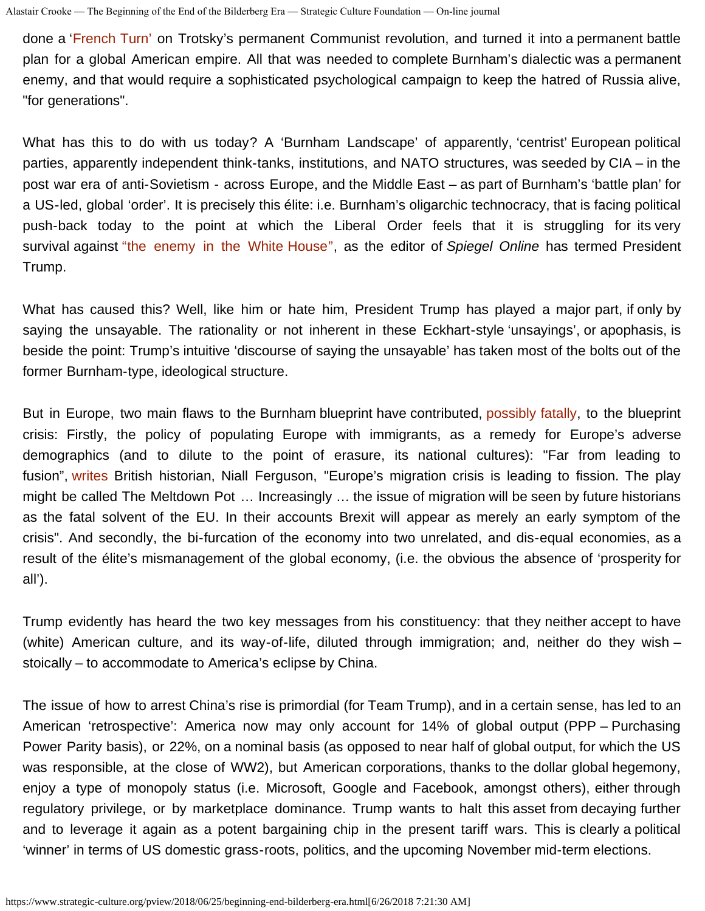done a 'French Turn' on Trotsky's permanent Communist revolution, and turned it into a permanent battle plan for a global American empire. All that was needed to complete Burnham's dialectic was a permanent enemy, and that would require a sophisticated psychological campaign to keep the hatred of Russia alive, "for generations".

What has this to do with us today? A 'Burnham Landscape' of apparently, 'centrist' European political parties, apparently independent think-tanks, institutions, and NATO structures, was seeded by CIA – in the post war era of anti-Sovietism - across Europe, and the Middle East – as part of Burnham's 'battle plan' for a US-led, global 'order'. It is precisely this élite: i.e. Burnham's oligarchic technocracy, that is facing political push-back today to the point at which the Liberal Order feels that it is struggling for its very survival against "the enemy in the White House", as the editor of *Spiegel Online* has termed President Trump.

What has caused this? Well, like him or hate him, President Trump has played a major part, if only by saying the unsayable. The rationality or not inherent in these Eckhart-style 'unsayings', or apophasis, is beside the point: Trump's intuitive 'discourse of saying the unsayable' has taken most of the bolts out of the former Burnham-type, ideological structure.

But in Europe, two main flaws to the Burnham blueprint have contributed, possibly fatally, to the blueprint crisis: Firstly, the policy of populating Europe with immigrants, as a remedy for Europe's adverse demographics (and to dilute to the point of erasure, its national cultures): "Far from leading to fusion", writes British historian, Niall Ferguson, "Europe's migration crisis is leading to fission. The play might be called The Meltdown Pot … Increasingly … the issue of migration will be seen by future historians as the fatal solvent of the EU. In their accounts Brexit will appear as merely an early symptom of the crisis". And secondly, the bi-furcation of the economy into two unrelated, and dis-equal economies, as a result of the élite's mismanagement of the global economy, (i.e. the obvious the absence of 'prosperity for all').

Trump evidently has heard the two key messages from his constituency: that they neither accept to have (white) American culture, and its way-of-life, diluted through immigration; and, neither do they wish – stoically – to accommodate to America's eclipse by China.

The issue of how to arrest China's rise is primordial (for Team Trump), and in a certain sense, has led to an American 'retrospective': America now may only account for 14% of global output (PPP – Purchasing Power Parity basis), or 22%, on a nominal basis (as opposed to near half of global output, for which the US was responsible, at the close of WW2), but American corporations, thanks to the dollar global hegemony, enjoy a type of monopoly status (i.e. Microsoft, Google and Facebook, amongst others), either through regulatory privilege, or by marketplace dominance. Trump wants to halt this asset from decaying further and to leverage it again as a potent bargaining chip in the present tariff wars. This is clearly a political 'winner' in terms of US domestic grass-roots, politics, and the upcoming November mid-term elections.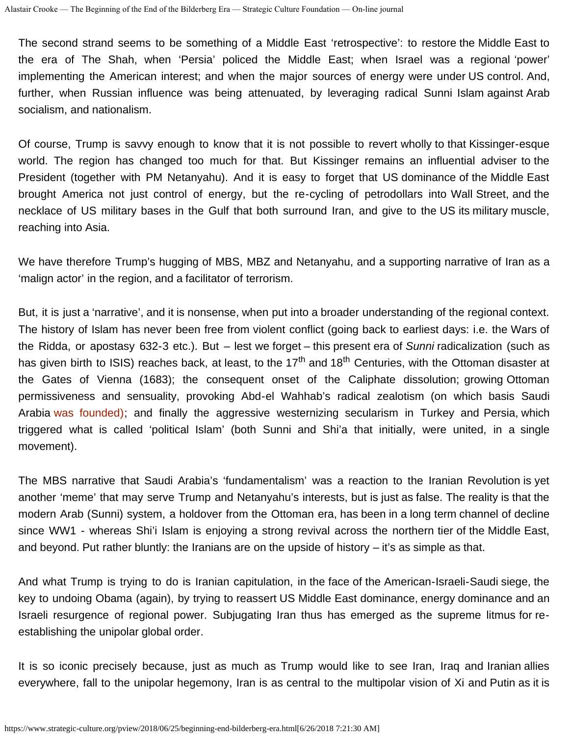The second strand seems to be something of a Middle East 'retrospective': to restore the Middle East to the era of The Shah, when 'Persia' policed the Middle East; when Israel was a regional 'power' implementing the American interest; and when the major sources of energy were under US control. And, further, when Russian influence was being attenuated, by leveraging radical Sunni Islam against Arab socialism, and nationalism.

Of course, Trump is savvy enough to know that it is not possible to revert wholly to that Kissinger-esque world. The region has changed too much for that. But Kissinger remains an influential adviser to the President (together with PM Netanyahu). And it is easy to forget that US dominance of the Middle East brought America not just control of energy, but the re-cycling of petrodollars into Wall Street, and the necklace of US military bases in the Gulf that both surround Iran, and give to the US its military muscle, reaching into Asia.

We have therefore Trump's hugging of MBS, MBZ and Netanyahu, and a supporting narrative of Iran as a 'malign actor' in the region, and a facilitator of terrorism.

But, it is just a 'narrative', and it is nonsense, when put into a broader understanding of the regional context. The history of Islam has never been free from violent conflict (going back to earliest days: i.e. the Wars of the Ridda, or apostasy 632-3 etc.). But – lest we forget – this present era of *Sunni* radicalization (such as has given birth to ISIS) reaches back, at least, to the 17th and 18th Centuries, with the Ottoman disaster at the Gates of Vienna (1683); the consequent onset of the Caliphate dissolution; growing Ottoman permissiveness and sensuality, provoking Abd-el Wahhab's radical zealotism (on which basis Saudi Arabia was founded); and finally the aggressive westernizing secularism in Turkey and Persia, which triggered what is called 'political Islam' (both Sunni and Shi'a that initially, were united, in a single movement).

The MBS narrative that Saudi Arabia's 'fundamentalism' was a reaction to the Iranian Revolution is yet another 'meme' that may serve Trump and Netanyahu's interests, but is just as false. The reality is that the modern Arab (Sunni) system, a holdover from the Ottoman era, has been in a long term channel of decline since WW1 - whereas Shi'i Islam is enjoying a strong revival across the northern tier of the Middle East, and beyond. Put rather bluntly: the Iranians are on the upside of history – it's as simple as that.

And what Trump is trying to do is Iranian capitulation, in the face of the American-Israeli-Saudi siege, the key to undoing Obama (again), by trying to reassert US Middle East dominance, energy dominance and an Israeli resurgence of regional power. Subjugating Iran thus has emerged as the supreme litmus for re-establishing the unipolar global order.

It is so iconic precisely because, just as much as Trump would like to see Iran, Iraq and Iranian allies everywhere, fall to the unipolar hegemony, Iran is as central to the multipolar vision of Xi and Putin as it is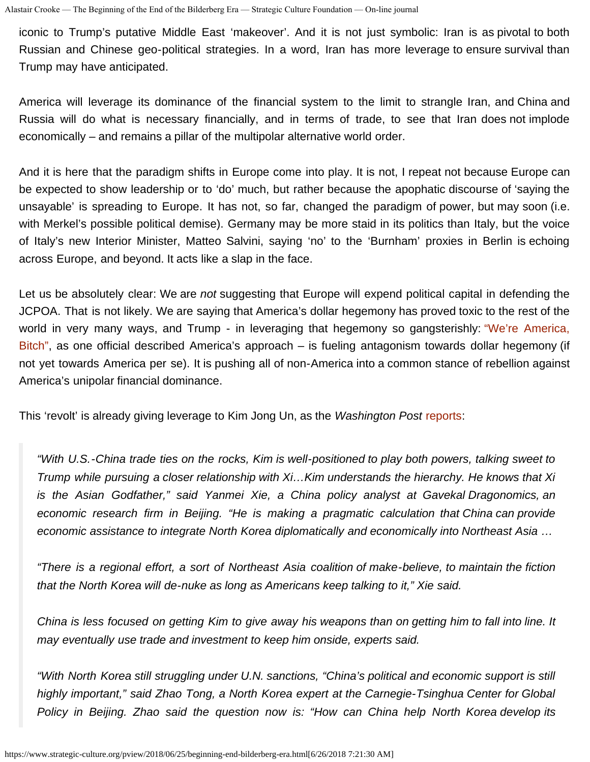iconic to Trump's putative Middle East 'makeover'. And it is not just symbolic: Iran is as pivotal to both Russian and Chinese geo-political strategies. In a word, Iran has more leverage to ensure survival than Trump may have anticipated.

America will leverage its dominance of the financial system to the limit to strangle Iran, and China and Russia will do what is necessary financially, and in terms of trade, to see that Iran does not implode economically – and remains a pillar of the multipolar alternative world order.

And it is here that the paradigm shifts in Europe come into play. It is not, I repeat not because Europe can be expected to show leadership or to 'do' much, but rather because the apophatic discourse of 'saying the unsayable' is spreading to Europe. It has not, so far, changed the paradigm of power, but may soon (i.e. with Merkel's possible political demise). Germany may be more staid in its politics than Italy, but the voice of Italy's new Interior Minister, Matteo Salvini, saying 'no' to the 'Burnham' proxies in Berlin is echoing across Europe, and beyond. It acts like a slap in the face.

Let us be absolutely clear: We are *not* suggesting that Europe will expend political capital in defending the JCPOA. That is not likely. We are saying that America's dollar hegemony has proved toxic to the rest of the world in very many ways, and Trump - in leveraging that hegemony so gangsterishly: "We're America, Bitch", as one official described America's approach – is fueling antagonism towards dollar hegemony (if not yet towards America per se). It is pushing all of non-America into a common stance of rebellion against America's unipolar financial dominance.

This 'revolt' is already giving leverage to Kim Jong Un, as the *Washington Post* reports:

> *"With U.S.-China trade ties on the rocks, Kim is well-positioned to play both powers, talking sweet to Trump while pursuing a closer relationship with Xi…Kim understands the hierarchy. He knows that Xi is the Asian Godfather," said Yanmei Xie, a China policy analyst at Gavekal Dragonomics, an economic research firm in Beijing. "He is making a pragmatic calculation that China can provide economic assistance to integrate North Korea diplomatically and economically into Northeast Asia …*
>
> *"There is a regional effort, a sort of Northeast Asia coalition of make-believe, to maintain the fiction that the North Korea will de-nuke as long as Americans keep talking to it," Xie said.*
>
> *China is less focused on getting Kim to give away his weapons than on getting him to fall into line. It may eventually use trade and investment to keep him onside, experts said.*
>
> *"With North Korea still struggling under U.N. sanctions, "China's political and economic support is still highly important," said Zhao Tong, a North Korea expert at the Carnegie-Tsinghua Center for Global Policy in Beijing. Zhao said the question now is: "How can China help North Korea develop its*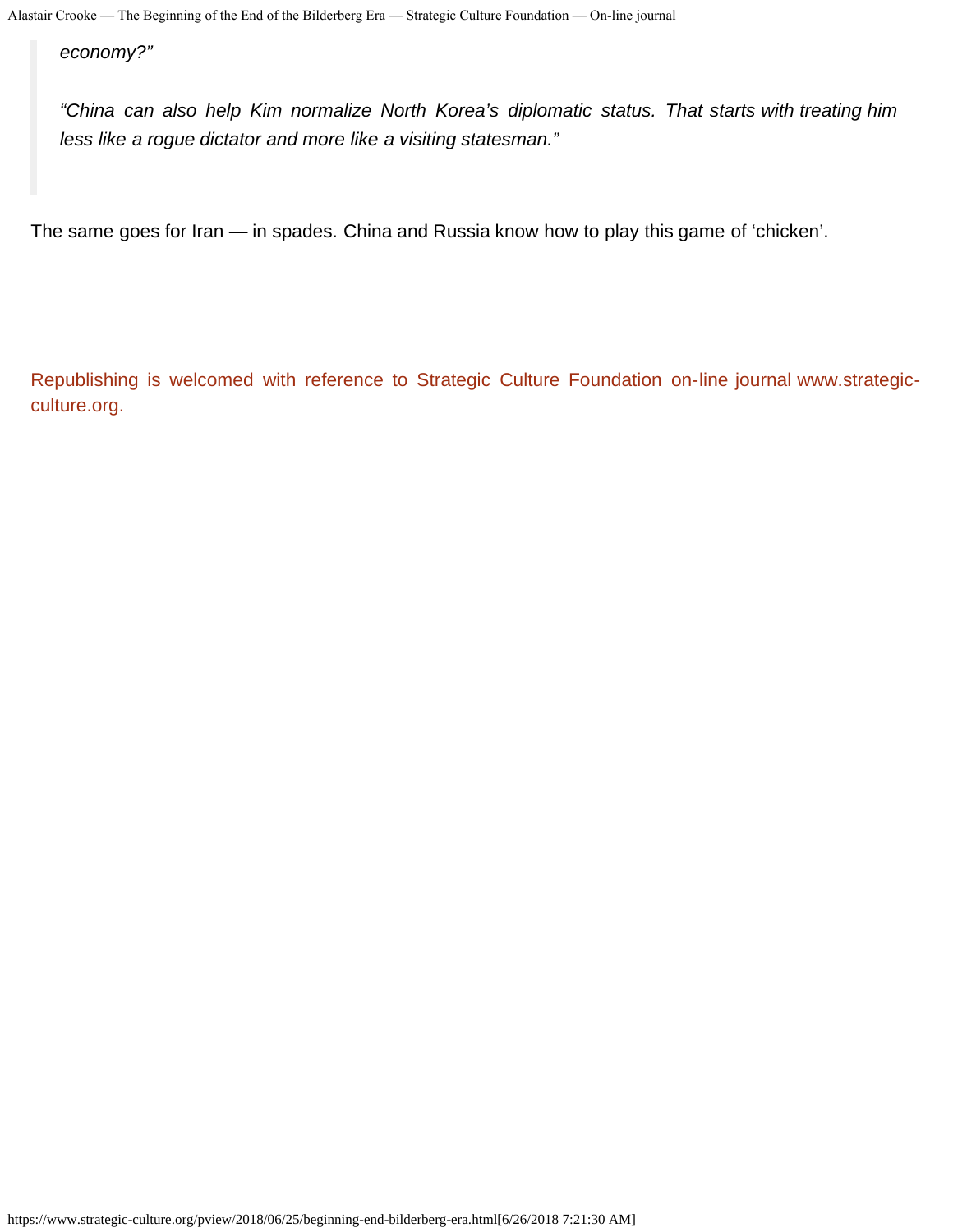> *economy?"*
>
> *"China can also help Kim normalize North Korea's diplomatic status. That starts with treating him less like a rogue dictator and more like a visiting statesman."*

The same goes for Iran — in spades. China and Russia know how to play this game of 'chicken'.

---

Republishing is welcomed with reference to Strategic Culture Foundation on-line journal www.strategic-culture.org.